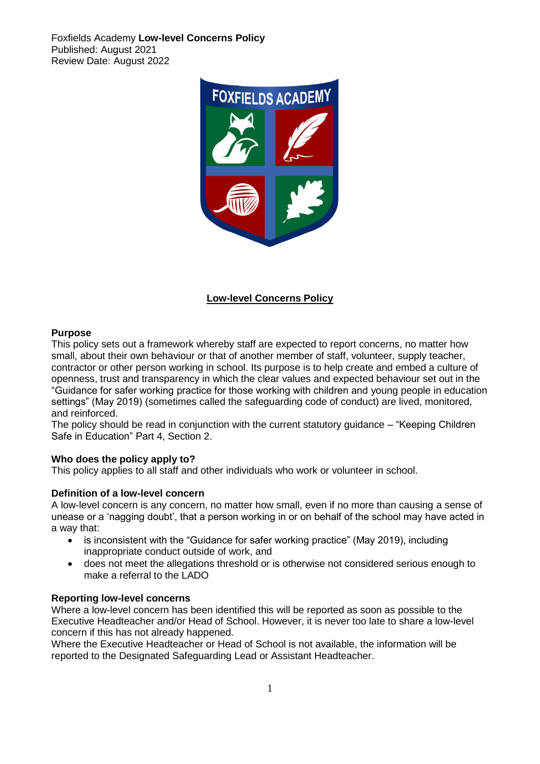Foxfields Academy **Low-level Concerns Policy**
Published: August 2021
Review Date: August 2022

# Low-level Concerns Policy

**Purpose**

This policy sets out a framework whereby staff are expected to report concerns, no matter how small, about their own behaviour or that of another member of staff, volunteer, supply teacher, contractor or other person working in school. Its purpose is to help create and embed a culture of openness, trust and transparency in which the clear values and expected behaviour set out in the "Guidance for safer working practice for those working with children and young people in education settings" (May 2019) (sometimes called the safeguarding code of conduct) are lived, monitored, and reinforced.
The policy should be read in conjunction with the current statutory guidance – "Keeping Children Safe in Education" Part 4, Section 2.

**Who does the policy apply to?**

This policy applies to all staff and other individuals who work or volunteer in school.

**Definition of a low-level concern**

A low-level concern is any concern, no matter how small, even if no more than causing a sense of unease or a 'nagging doubt', that a person working in or on behalf of the school may have acted in a way that:

- is inconsistent with the "Guidance for safer working practice" (May 2019), including inappropriate conduct outside of work, and
- does not meet the allegations threshold or is otherwise not considered serious enough to make a referral to the LADO

**Reporting low-level concerns**

Where a low-level concern has been identified this will be reported as soon as possible to the Executive Headteacher and/or Head of School. However, it is never too late to share a low-level concern if this has not already happened.
Where the Executive Headteacher or Head of School is not available, the information will be reported to the Designated Safeguarding Lead or Assistant Headteacher.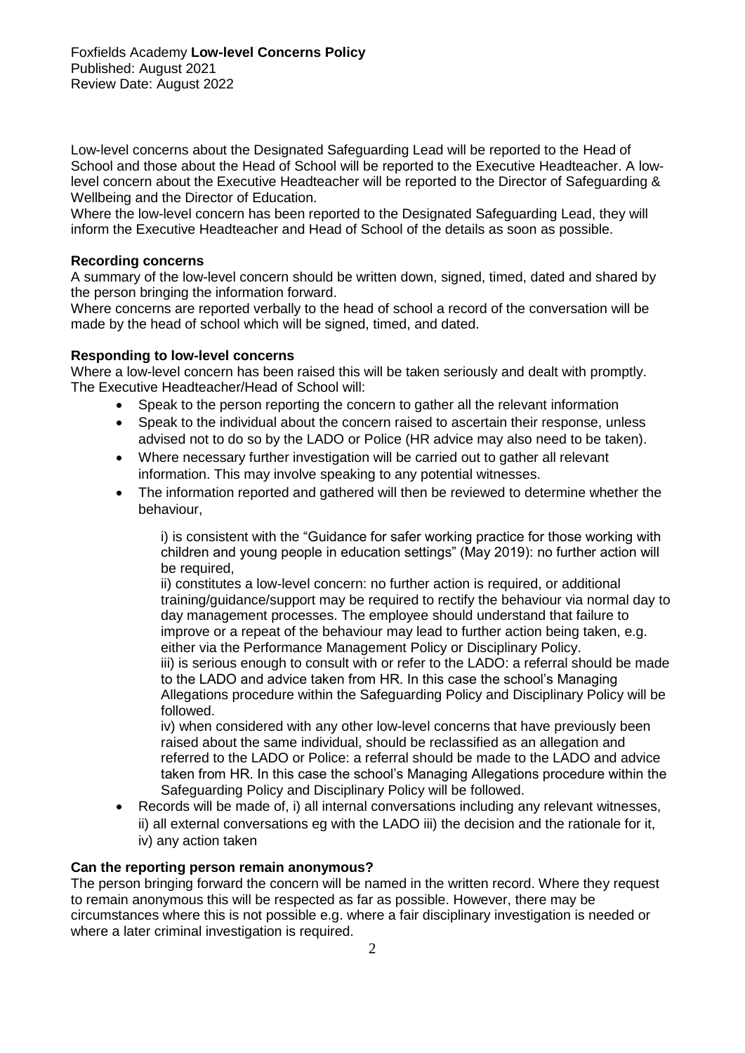Low-level concerns about the Designated Safeguarding Lead will be reported to the Head of School and those about the Head of School will be reported to the Executive Headteacher. A low-level concern about the Executive Headteacher will be reported to the Director of Safeguarding & Wellbeing and the Director of Education.

Where the low-level concern has been reported to the Designated Safeguarding Lead, they will inform the Executive Headteacher and Head of School of the details as soon as possible.

**Recording concerns**

A summary of the low-level concern should be written down, signed, timed, dated and shared by the person bringing the information forward.

Where concerns are reported verbally to the head of school a record of the conversation will be made by the head of school which will be signed, timed, and dated.

**Responding to low-level concerns**

Where a low-level concern has been raised this will be taken seriously and dealt with promptly. The Executive Headteacher/Head of School will:

- Speak to the person reporting the concern to gather all the relevant information
- Speak to the individual about the concern raised to ascertain their response, unless advised not to do so by the LADO or Police (HR advice may also need to be taken).
- Where necessary further investigation will be carried out to gather all relevant information. This may involve speaking to any potential witnesses.
- The information reported and gathered will then be reviewed to determine whether the behaviour,

  i) is consistent with the "Guidance for safer working practice for those working with children and young people in education settings" (May 2019): no further action will be required,

  ii) constitutes a low-level concern: no further action is required, or additional training/guidance/support may be required to rectify the behaviour via normal day to day management processes. The employee should understand that failure to improve or a repeat of the behaviour may lead to further action being taken, e.g. either via the Performance Management Policy or Disciplinary Policy.

  iii) is serious enough to consult with or refer to the LADO: a referral should be made to the LADO and advice taken from HR. In this case the school's Managing Allegations procedure within the Safeguarding Policy and Disciplinary Policy will be followed.

  iv) when considered with any other low-level concerns that have previously been raised about the same individual, should be reclassified as an allegation and referred to the LADO or Police: a referral should be made to the LADO and advice taken from HR. In this case the school's Managing Allegations procedure within the Safeguarding Policy and Disciplinary Policy will be followed.
- Records will be made of, i) all internal conversations including any relevant witnesses, ii) all external conversations eg with the LADO iii) the decision and the rationale for it, iv) any action taken

**Can the reporting person remain anonymous?**

The person bringing forward the concern will be named in the written record. Where they request to remain anonymous this will be respected as far as possible. However, there may be circumstances where this is not possible e.g. where a fair disciplinary investigation is needed or where a later criminal investigation is required.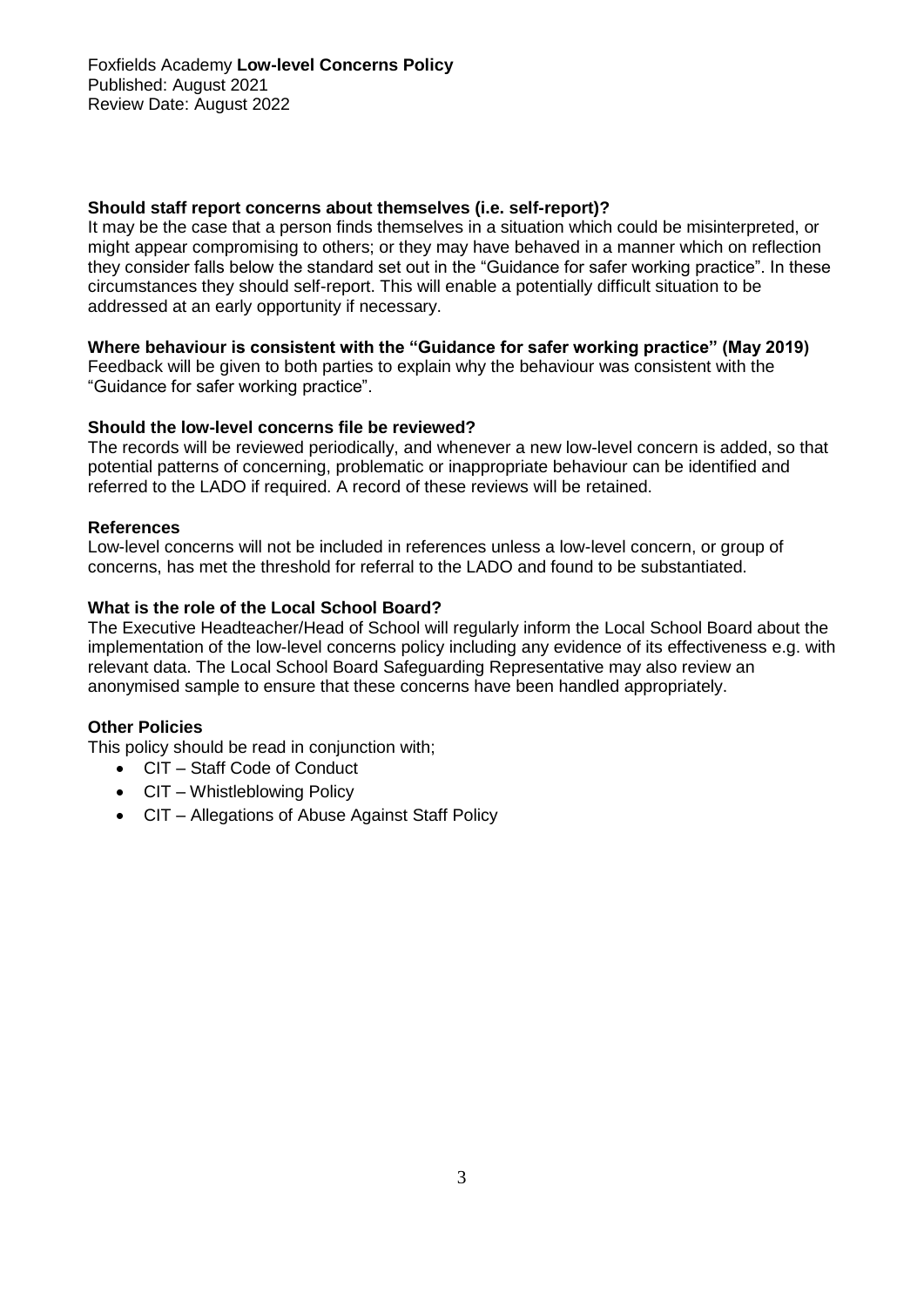**Should staff report concerns about themselves (i.e. self-report)?**

It may be the case that a person finds themselves in a situation which could be misinterpreted, or might appear compromising to others; or they may have behaved in a manner which on reflection they consider falls below the standard set out in the "Guidance for safer working practice". In these circumstances they should self-report. This will enable a potentially difficult situation to be addressed at an early opportunity if necessary.

**Where behaviour is consistent with the "Guidance for safer working practice" (May 2019)**

Feedback will be given to both parties to explain why the behaviour was consistent with the "Guidance for safer working practice".

**Should the low-level concerns file be reviewed?**

The records will be reviewed periodically, and whenever a new low-level concern is added, so that potential patterns of concerning, problematic or inappropriate behaviour can be identified and referred to the LADO if required. A record of these reviews will be retained.

**References**

Low-level concerns will not be included in references unless a low-level concern, or group of concerns, has met the threshold for referral to the LADO and found to be substantiated.

**What is the role of the Local School Board?**

The Executive Headteacher/Head of School will regularly inform the Local School Board about the implementation of the low-level concerns policy including any evidence of its effectiveness e.g. with relevant data. The Local School Board Safeguarding Representative may also review an anonymised sample to ensure that these concerns have been handled appropriately.

**Other Policies**

This policy should be read in conjunction with;

- CIT – Staff Code of Conduct
- CIT – Whistleblowing Policy
- CIT – Allegations of Abuse Against Staff Policy